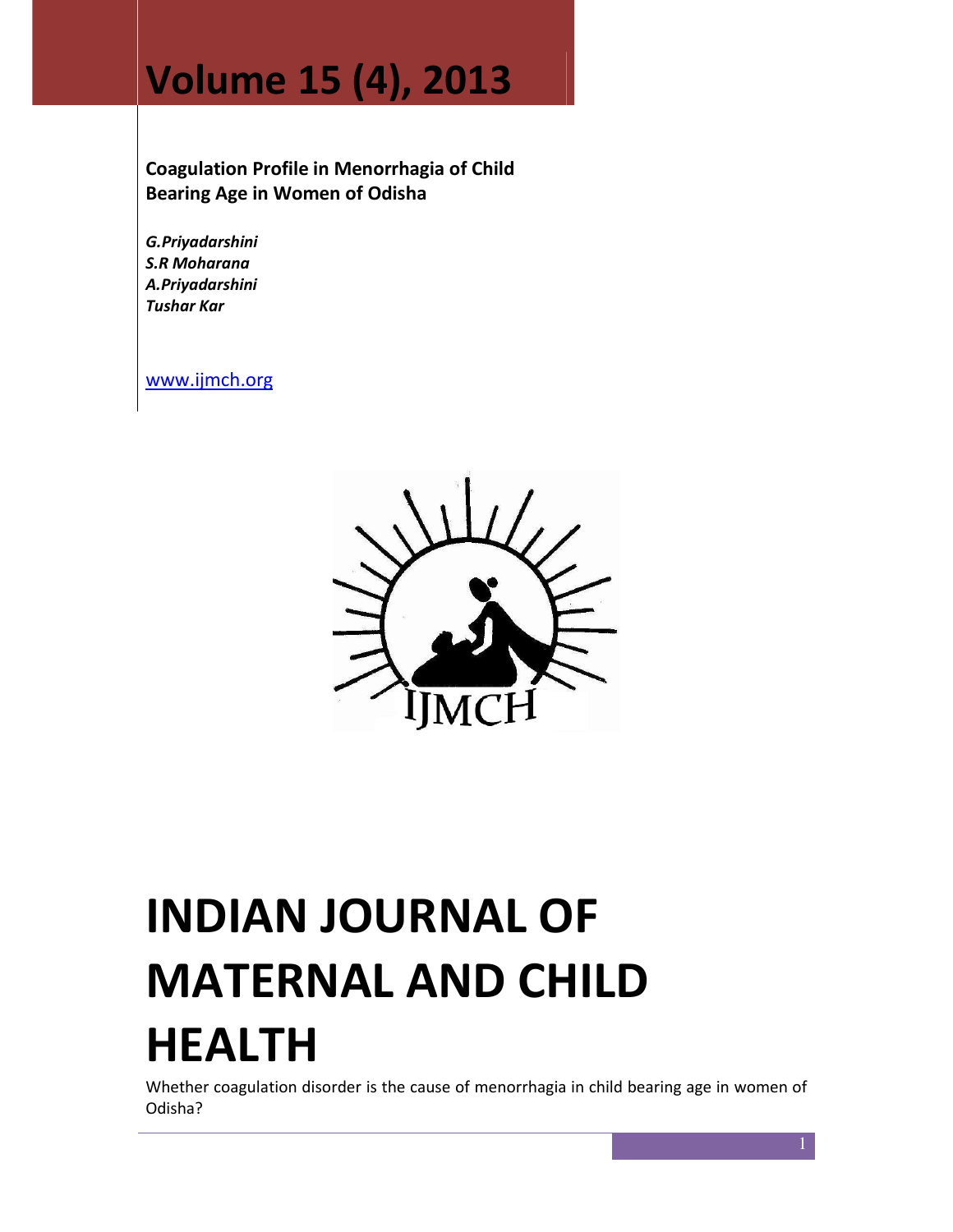# Volume 15 (4), 2013

**Coagulation Profile in Menorrhagia of Child Bearing Age in Women of Odisha**

***G.Priyadarshini***
***S.R Moharana***
***A.Priyadarshini***
***Tushar Kar***

www.ijmch.org

# INDIAN JOURNAL OF MATERNAL AND CHILD HEALTH

Whether coagulation disorder is the cause of menorrhagia in child bearing age in women of Odisha?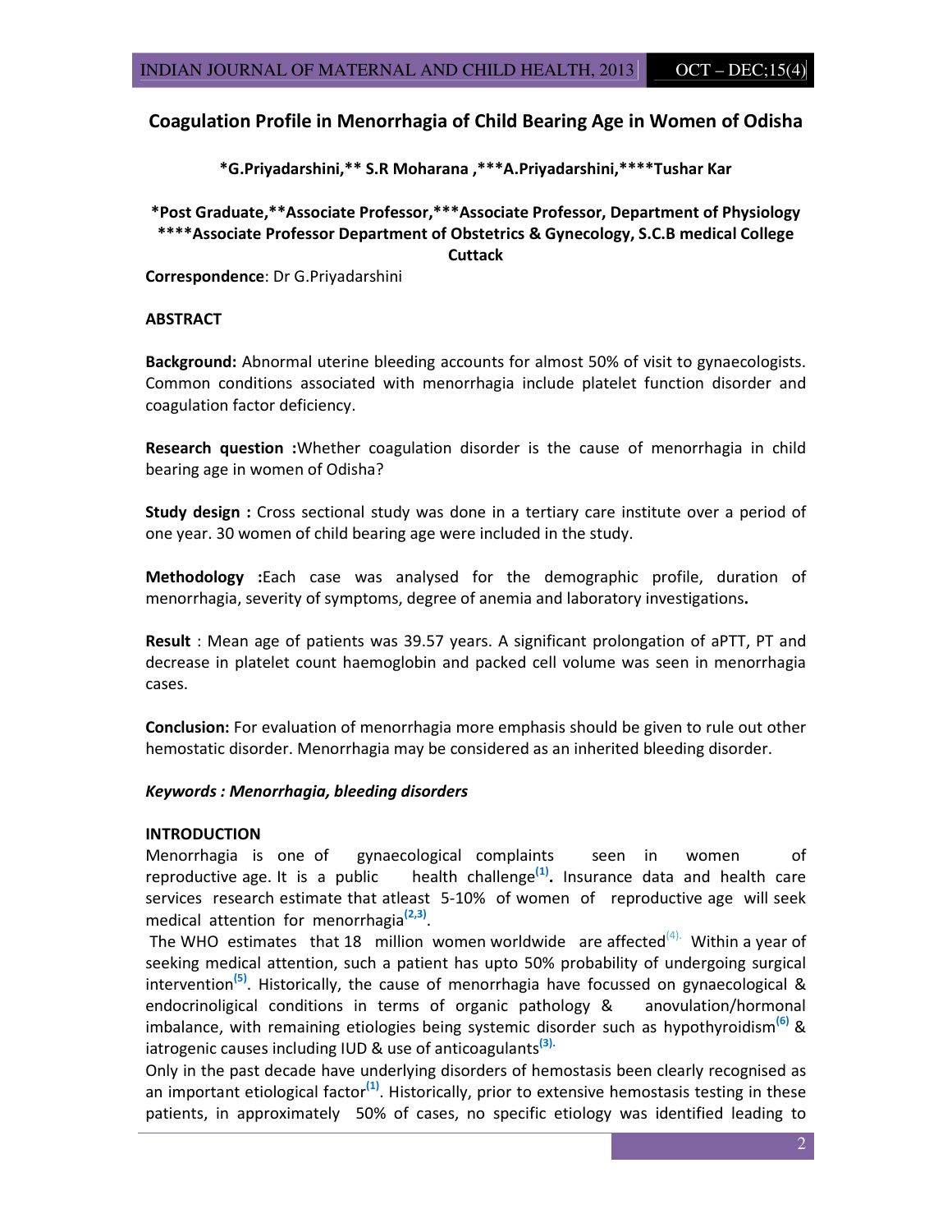# Coagulation Profile in Menorrhagia of Child Bearing Age in Women of Odisha

**\*G.Priyadarshini,\*\* S.R Moharana ,\*\*\*A.Priyadarshini,\*\*\*\*Tushar Kar**

**\*Post Graduate,\*\*Associate Professor,\*\*\*Associate Professor, Department of Physiology**
**\*\*\*\*Associate Professor Department of Obstetrics & Gynecology, S.C.B medical College Cuttack**

**Correspondence**: Dr G.Priyadarshini

## ABSTRACT

**Background:** Abnormal uterine bleeding accounts for almost 50% of visit to gynaecologists. Common conditions associated with menorrhagia include platelet function disorder and coagulation factor deficiency.

**Research question :**Whether coagulation disorder is the cause of menorrhagia in child bearing age in women of Odisha?

**Study design :** Cross sectional study was done in a tertiary care institute over a period of one year. 30 women of child bearing age were included in the study.

**Methodology :**Each case was analysed for the demographic profile, duration of menorrhagia, severity of symptoms, degree of anemia and laboratory investigations**.**

**Result** : Mean age of patients was 39.57 years. A significant prolongation of aPTT, PT and decrease in platelet count haemoglobin and packed cell volume was seen in menorrhagia cases.

**Conclusion:** For evaluation of menorrhagia more emphasis should be given to rule out other hemostatic disorder. Menorrhagia may be considered as an inherited bleeding disorder.

***Keywords : Menorrhagia, bleeding disorders***

## INTRODUCTION

Menorrhagia is one of gynaecological complaints seen in women of reproductive age. It is a public health challenge[1]**.** Insurance data and health care services research estimate that atleast 5-10% of women of reproductive age will seek medical attention for menorrhagia[2,3].

The WHO estimates that 18 million women worldwide are affected[4]. Within a year of seeking medical attention, such a patient has upto 50% probability of undergoing surgical intervention[5]. Historically, the cause of menorrhagia have focussed on gynaecological & endocrinoligical conditions in terms of organic pathology & anovulation/hormonal imbalance, with remaining etiologies being systemic disorder such as hypothyroidism[6] & iatrogenic causes including IUD & use of anticoagulants[3].

Only in the past decade have underlying disorders of hemostasis been clearly recognised as an important etiological factor[1]. Historically, prior to extensive hemostasis testing in these patients, in approximately 50% of cases, no specific etiology was identified leading to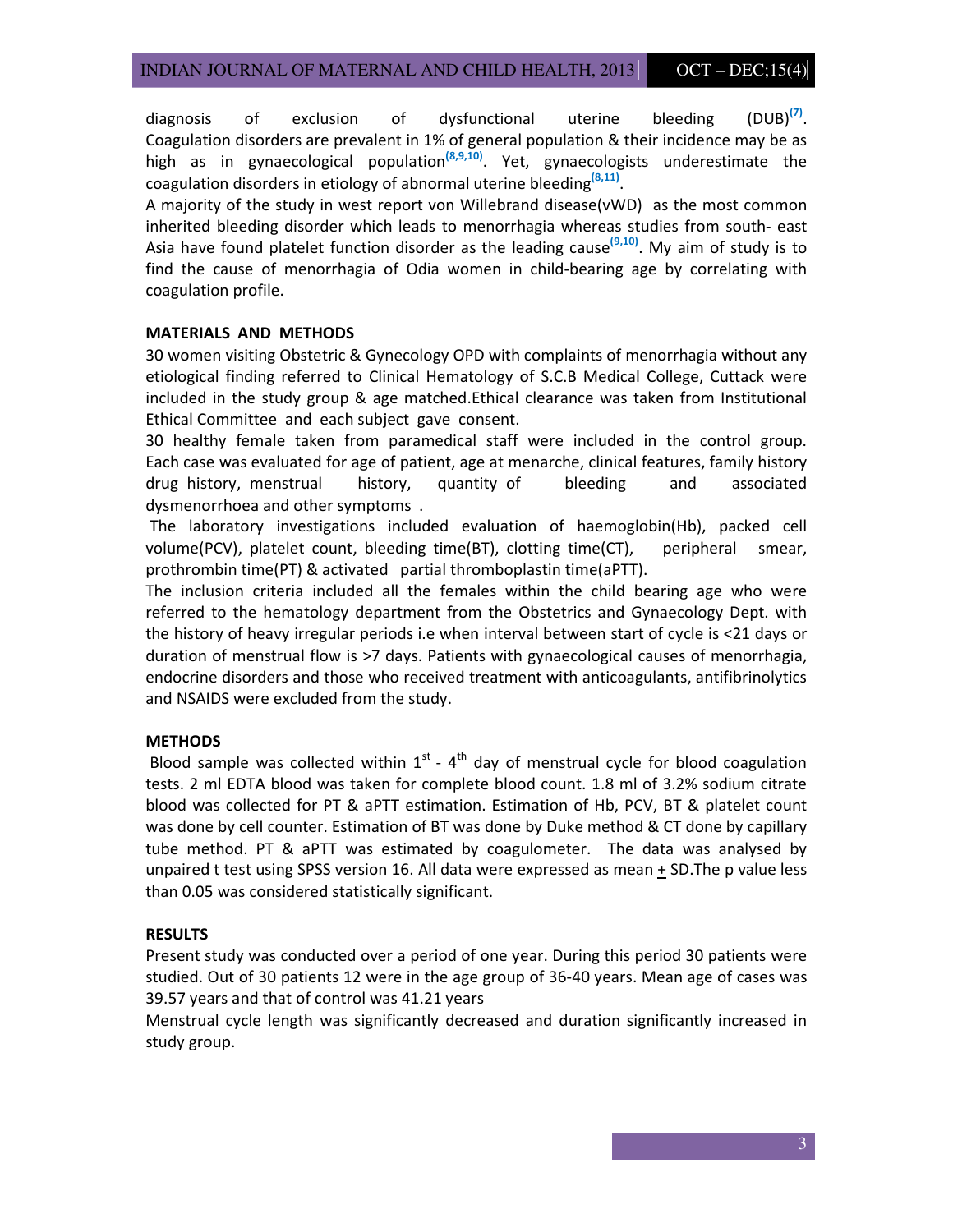diagnosis of exclusion of dysfunctional uterine bleeding (DUB)[7]. Coagulation disorders are prevalent in 1% of general population & their incidence may be as high as in gynaecological population[8,9,10]. Yet, gynaecologists underestimate the coagulation disorders in etiology of abnormal uterine bleeding[8,11].

A majority of the study in west report von Willebrand disease(vWD) as the most common inherited bleeding disorder which leads to menorrhagia whereas studies from south- east Asia have found platelet function disorder as the leading cause[9,10]. My aim of study is to find the cause of menorrhagia of Odia women in child-bearing age by correlating with coagulation profile.

## MATERIALS AND METHODS

30 women visiting Obstetric & Gynecology OPD with complaints of menorrhagia without any etiological finding referred to Clinical Hematology of S.C.B Medical College, Cuttack were included in the study group & age matched.Ethical clearance was taken from Institutional Ethical Committee and each subject gave consent.

30 healthy female taken from paramedical staff were included in the control group. Each case was evaluated for age of patient, age at menarche, clinical features, family history drug history, menstrual history, quantity of bleeding and associated dysmenorrhoea and other symptoms .

The laboratory investigations included evaluation of haemoglobin(Hb), packed cell volume(PCV), platelet count, bleeding time(BT), clotting time(CT), peripheral smear, prothrombin time(PT) & activated partial thromboplastin time(aPTT).

The inclusion criteria included all the females within the child bearing age who were referred to the hematology department from the Obstetrics and Gynaecology Dept. with the history of heavy irregular periods i.e when interval between start of cycle is <21 days or duration of menstrual flow is >7 days. Patients with gynaecological causes of menorrhagia, endocrine disorders and those who received treatment with anticoagulants, antifibrinolytics and NSAIDS were excluded from the study.

## METHODS

Blood sample was collected within 1st - 4th day of menstrual cycle for blood coagulation tests. 2 ml EDTA blood was taken for complete blood count. 1.8 ml of 3.2% sodium citrate blood was collected for PT & aPTT estimation. Estimation of Hb, PCV, BT & platelet count was done by cell counter. Estimation of BT was done by Duke method & CT done by capillary tube method. PT & aPTT was estimated by coagulometer. The data was analysed by unpaired t test using SPSS version 16. All data were expressed as mean $\pm$ SD.The p value less than 0.05 was considered statistically significant.

## RESULTS

Present study was conducted over a period of one year. During this period 30 patients were studied. Out of 30 patients 12 were in the age group of 36-40 years. Mean age of cases was 39.57 years and that of control was 41.21 years

Menstrual cycle length was significantly decreased and duration significantly increased in study group.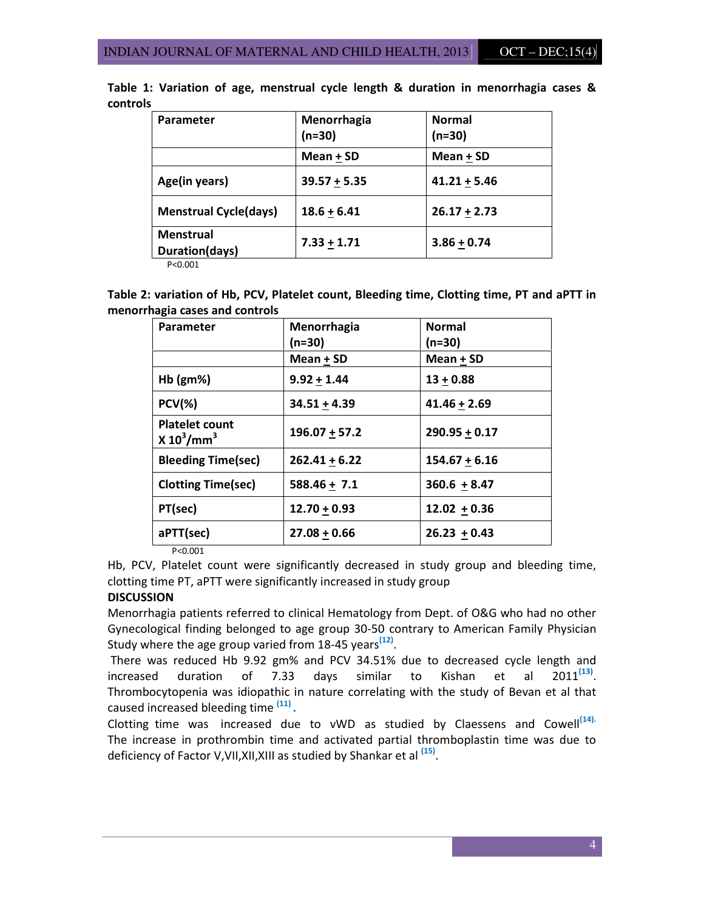**Table 1: Variation of age, menstrual cycle length & duration in menorrhagia cases & controls**

| Parameter | Menorrhagia (n=30) | Normal (n=30) |
|---|---|---|
| | Mean $\pm$ SD | Mean $\pm$ SD |
| Age(in years) | 39.57 $\pm$ 5.35 | 41.21 $\pm$ 5.46 |
| Menstrual Cycle(days) | 18.6 $\pm$ 6.41 | 26.17 $\pm$ 2.73 |
| Menstrual Duration(days) | 7.33 $\pm$ 1.71 | 3.86 $\pm$ 0.74 |

P<0.001

**Table 2: variation of Hb, PCV, Platelet count, Bleeding time, Clotting time, PT and aPTT in menorrhagia cases and controls**

| Parameter | Menorrhagia (n=30) | Normal (n=30) |
|---|---|---|
| | Mean $\pm$ SD | Mean $\pm$ SD |
| Hb (gm%) | 9.92 $\pm$ 1.44 | 13 $\pm$ 0.88 |
| PCV(%) | 34.51 $\pm$ 4.39 | 41.46 $\pm$ 2.69 |
| Platelet count X $10^3/mm^3$ | 196.07 $\pm$ 57.2 | 290.95 $\pm$ 0.17 |
| Bleeding Time(sec) | 262.41 $\pm$ 6.22 | 154.67 $\pm$ 6.16 |
| Clotting Time(sec) | 588.46 $\pm$ 7.1 | 360.6 $\pm$ 8.47 |
| PT(sec) | 12.70 $\pm$ 0.93 | 12.02 $\pm$ 0.36 |
| aPTT(sec) | 27.08 $\pm$ 0.66 | 26.23 $\pm$ 0.43 |

P<0.001

Hb, PCV, Platelet count were significantly decreased in study group and bleeding time, clotting time PT, aPTT were significantly increased in study group

**DISCUSSION**

Menorrhagia patients referred to clinical Hematology from Dept. of O&G who had no other Gynecological finding belonged to age group 30-50 contrary to American Family Physician Study where the age group varied from 18-45 years[12].

There was reduced Hb 9.92 gm% and PCV 34.51% due to decreased cycle length and increased duration of 7.33 days similar to Kishan et al 2011[13]. Thrombocytopenia was idiopathic in nature correlating with the study of Bevan et al that caused increased bleeding time [11].

Clotting time was increased due to vWD as studied by Claessens and Cowell[14]. The increase in prothrombin time and activated partial thromboplastin time was due to deficiency of Factor V,VII,XII,XIII as studied by Shankar et al [15].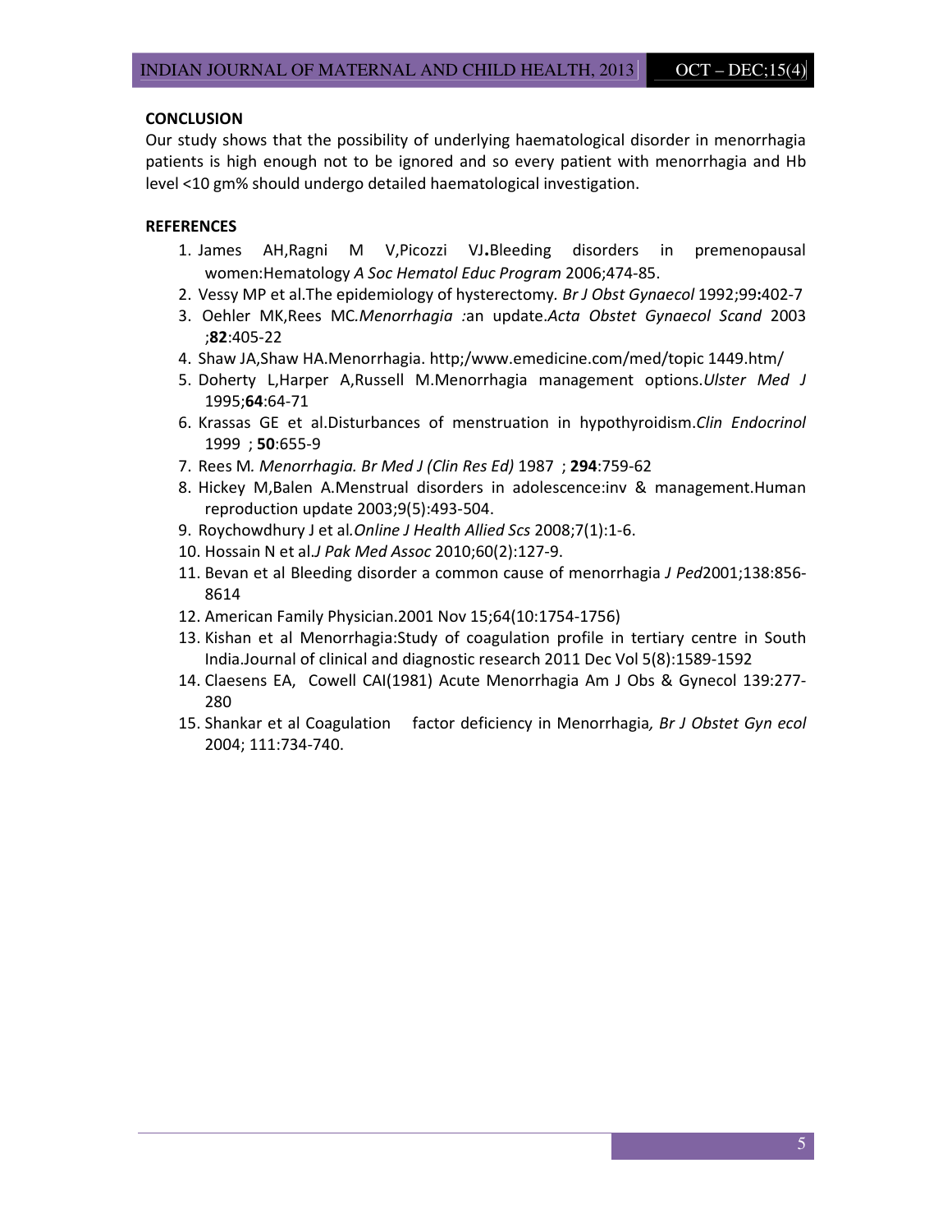## CONCLUSION

Our study shows that the possibility of underlying haematological disorder in menorrhagia patients is high enough not to be ignored and so every patient with menorrhagia and Hb level <10 gm% should undergo detailed haematological investigation.

## REFERENCES

1. James AH,Ragni M V,Picozzi VJ**.**Bleeding disorders in premenopausal women:Hematology *A Soc Hematol Educ Program* 2006;474-85.
2. Vessy MP et al.The epidemiology of hysterectomy. *Br J Obst Gynaecol* 1992;99**:**402-7
3. Oehler MK,Rees MC.*Menorrhagia :*an update.*Acta Obstet Gynaecol Scand* 2003 ;**82**:405-22
4. Shaw JA,Shaw HA.Menorrhagia. http;/www.emedicine.com/med/topic 1449.htm/
5. Doherty L,Harper A,Russell M.Menorrhagia management options.*Ulster Med J* 1995;**64**:64-71
6. Krassas GE et al.Disturbances of menstruation in hypothyroidism.*Clin Endocrinol* 1999 ; **50**:655-9
7. Rees M*. Menorrhagia. Br Med J (Clin Res Ed)* 1987 ; **294**:759-62
8. Hickey M,Balen A.Menstrual disorders in adolescence:inv & management.Human reproduction update 2003;9(5):493-504.
9. Roychowdhury J et al*.Online J Health Allied Scs* 2008;7(1):1-6.
10. Hossain N et al.*J Pak Med Assoc* 2010;60(2):127-9.
11. Bevan et al Bleeding disorder a common cause of menorrhagia *J Ped*2001;138:856-8614
12. American Family Physician.2001 Nov 15;64(10:1754-1756)
13. Kishan et al Menorrhagia:Study of coagulation profile in tertiary centre in South India.Journal of clinical and diagnostic research 2011 Dec Vol 5(8):1589-1592
14. Claesens EA, Cowell CAI(1981) Acute Menorrhagia Am J Obs & Gynecol 139:277-280
15. Shankar et al Coagulation factor deficiency in Menorrhagia*, Br J Obstet Gyn ecol* 2004; 111:734-740.